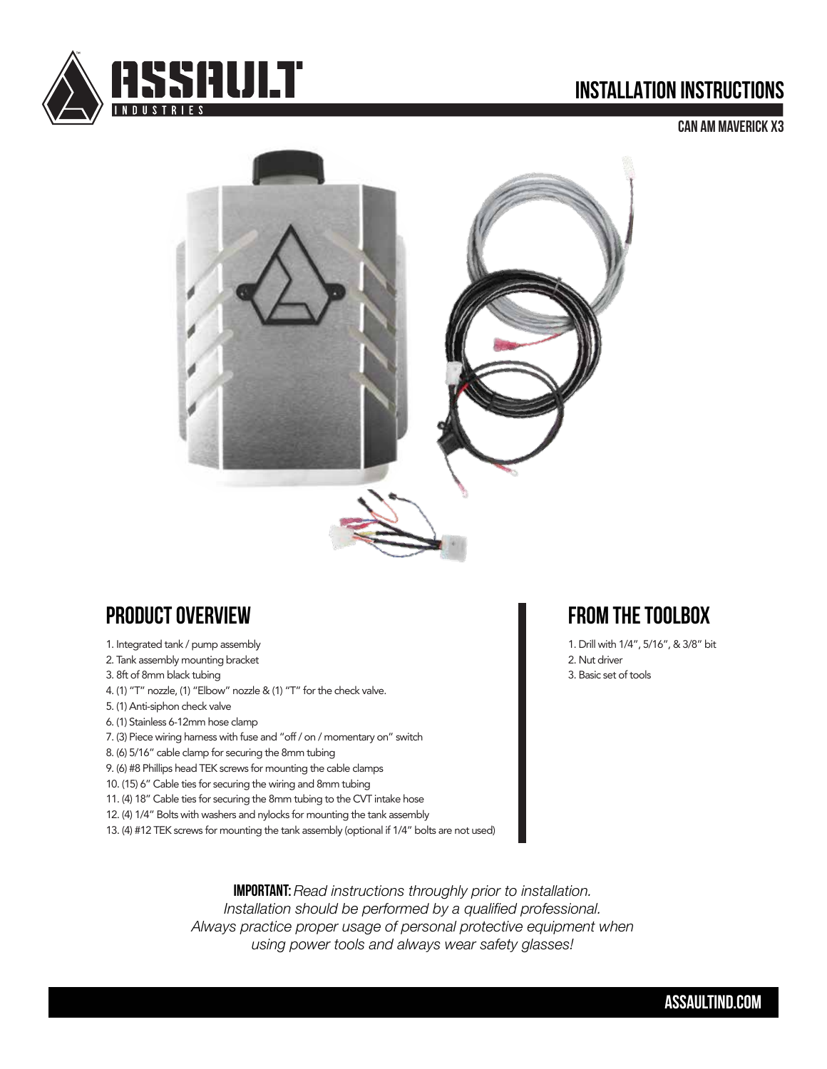# INSTALLATION INSTRUCTIONS

**CAN AM MAVERICK X3**

## PRODUCT OVERVIEW

1. Integrated tank / pump assembly
2. Tank assembly mounting bracket
3. 8ft of 8mm black tubing
4. (1) "T" nozzle, (1) "Elbow" nozzle & (1) "T" for the check valve.
5. (1) Anti-siphon check valve
6. (1) Stainless 6-12mm hose clamp
7. (3) Piece wiring harness with fuse and "off / on / momentary on" switch
8. (6) 5/16" cable clamp for securing the 8mm tubing
9. (6) #8 Phillips head TEK screws for mounting the cable clamps
10. (15) 6" Cable ties for securing the wiring and 8mm tubing
11. (4) 18" Cable ties for securing the 8mm tubing to the CVT intake hose
12. (4) 1/4" Bolts with washers and nylocks for mounting the tank assembly
13. (4) #12 TEK screws for mounting the tank assembly (optional if 1/4" bolts are not used)

## FROM THE TOOLBOX

1. Drill with 1/4", 5/16", & 3/8" bit
2. Nut driver
3. Basic set of tools

**IMPORTANT:** *Read instructions throughly prior to installation. Installation should be performed by a qualified professional. Always practice proper usage of personal protective equipment when using power tools and always wear safety glasses!*

ASSAULTIND.COM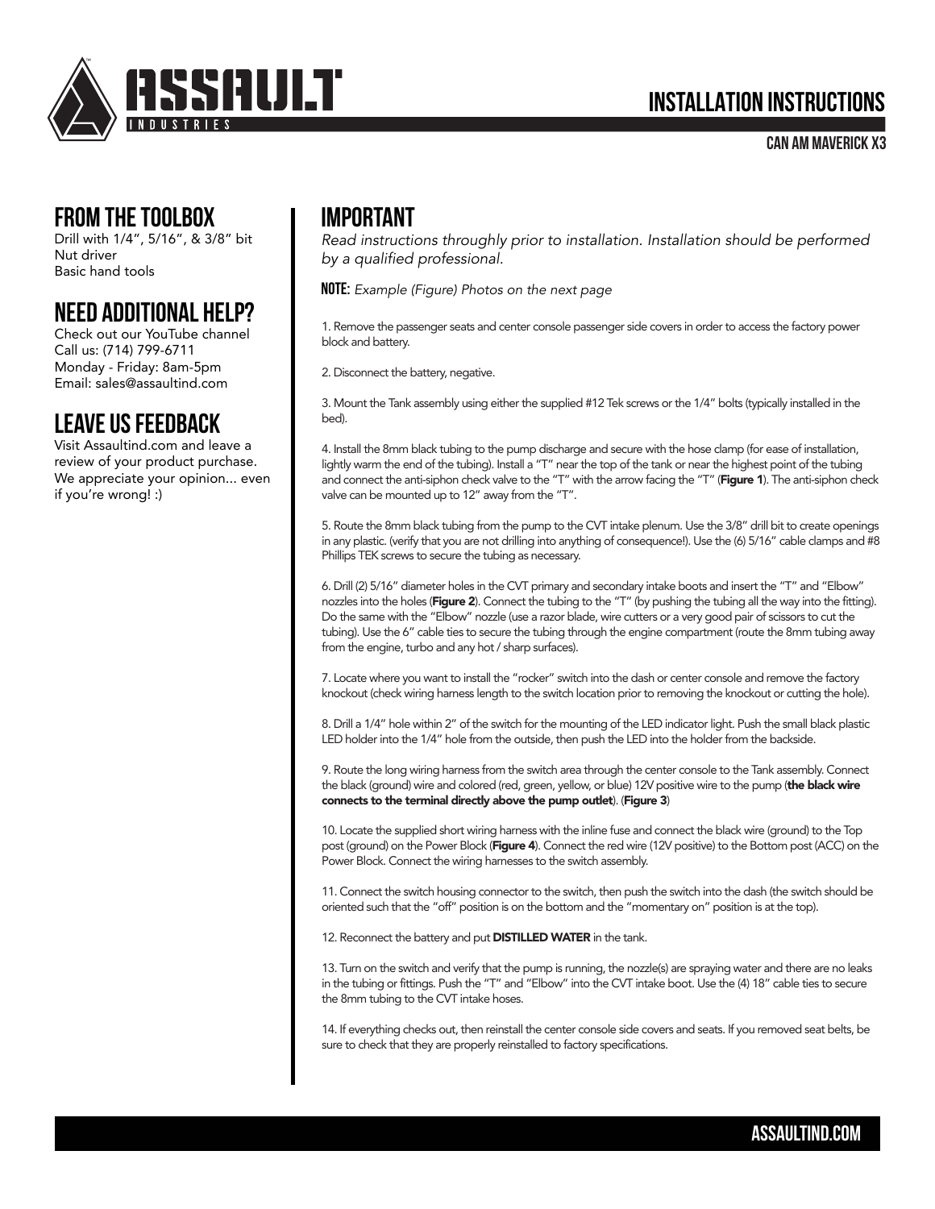# INSTALLATION INSTRUCTIONS

### CAN AM MAVERICK X3

## FROM THE TOOLBOX

Drill with 1/4", 5/16", & 3/8" bit
Nut driver
Basic hand tools

## NEED ADDITIONAL HELP?

Check out our YouTube channel
Call us: (714) 799-6711
Monday - Friday: 8am-5pm
Email: sales@assaultind.com

## LEAVE US FEEDBACK

Visit Assaultind.com and leave a review of your product purchase. We appreciate your opinion... even if you're wrong! :)

## IMPORTANT

*Read instructions throughly prior to installation. Installation should be performed by a qualified professional.*

**NOTE:** *Example (Figure) Photos on the next page*

1. Remove the passenger seats and center console passenger side covers in order to access the factory power block and battery.

2. Disconnect the battery, negative.

3. Mount the Tank assembly using either the supplied #12 Tek screws or the 1/4" bolts (typically installed in the bed).

4. Install the 8mm black tubing to the pump discharge and secure with the hose clamp (for ease of installation, lightly warm the end of the tubing). Install a "T" near the top of the tank or near the highest point of the tubing and connect the anti-siphon check valve to the "T" with the arrow facing the "T" (**Figure 1**). The anti-siphon check valve can be mounted up to 12" away from the "T".

5. Route the 8mm black tubing from the pump to the CVT intake plenum. Use the 3/8" drill bit to create openings in any plastic. (verify that you are not drilling into anything of consequence!). Use the (6) 5/16" cable clamps and #8 Phillips TEK screws to secure the tubing as necessary.

6. Drill (2) 5/16" diameter holes in the CVT primary and secondary intake boots and insert the "T" and "Elbow" nozzles into the holes (**Figure 2**). Connect the tubing to the "T" (by pushing the tubing all the way into the fitting). Do the same with the "Elbow" nozzle (use a razor blade, wire cutters or a very good pair of scissors to cut the tubing). Use the 6" cable ties to secure the tubing through the engine compartment (route the 8mm tubing away from the engine, turbo and any hot / sharp surfaces).

7. Locate where you want to install the "rocker" switch into the dash or center console and remove the factory knockout (check wiring harness length to the switch location prior to removing the knockout or cutting the hole).

8. Drill a 1/4" hole within 2" of the switch for the mounting of the LED indicator light. Push the small black plastic LED holder into the 1/4" hole from the outside, then push the LED into the holder from the backside.

9. Route the long wiring harness from the switch area through the center console to the Tank assembly. Connect the black (ground) wire and colored (red, green, yellow, or blue) 12V positive wire to the pump (**the black wire connects to the terminal directly above the pump outlet**). (**Figure 3**)

10. Locate the supplied short wiring harness with the inline fuse and connect the black wire (ground) to the Top post (ground) on the Power Block (**Figure 4**). Connect the red wire (12V positive) to the Bottom post (ACC) on the Power Block. Connect the wiring harnesses to the switch assembly.

11. Connect the switch housing connector to the switch, then push the switch into the dash (the switch should be oriented such that the "off" position is on the bottom and the "momentary on" position is at the top).

12. Reconnect the battery and put **DISTILLED WATER** in the tank.

13. Turn on the switch and verify that the pump is running, the nozzle(s) are spraying water and there are no leaks in the tubing or fittings. Push the "T" and "Elbow" into the CVT intake boot. Use the (4) 18" cable ties to secure the 8mm tubing to the CVT intake hoses.

14. If everything checks out, then reinstall the center console side covers and seats. If you removed seat belts, be sure to check that they are properly reinstalled to factory specifications.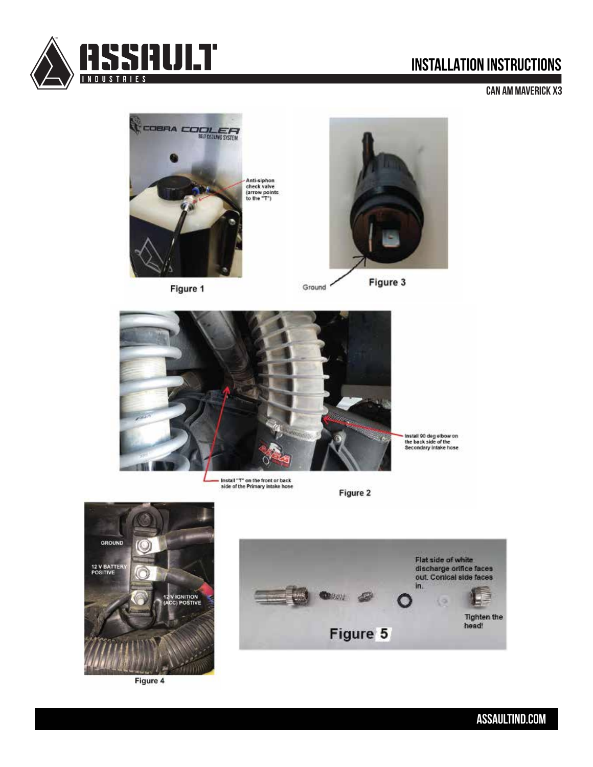Anti-siphon check valve (arrow points to the "T")

Figure 1

Ground

Figure 3

Install "T" on the front or back side of the Primary intake hose

Install 90 deg elbow on the back side of the Secondary intake hose

Figure 2

GROUND

12 V BATTERY POSITIVE

12 V IGNITION (ACC) POSTIVE

Figure 4

Flat side of white discharge orifice faces out. Conical side faces in.

Tighten the head!

Figure 5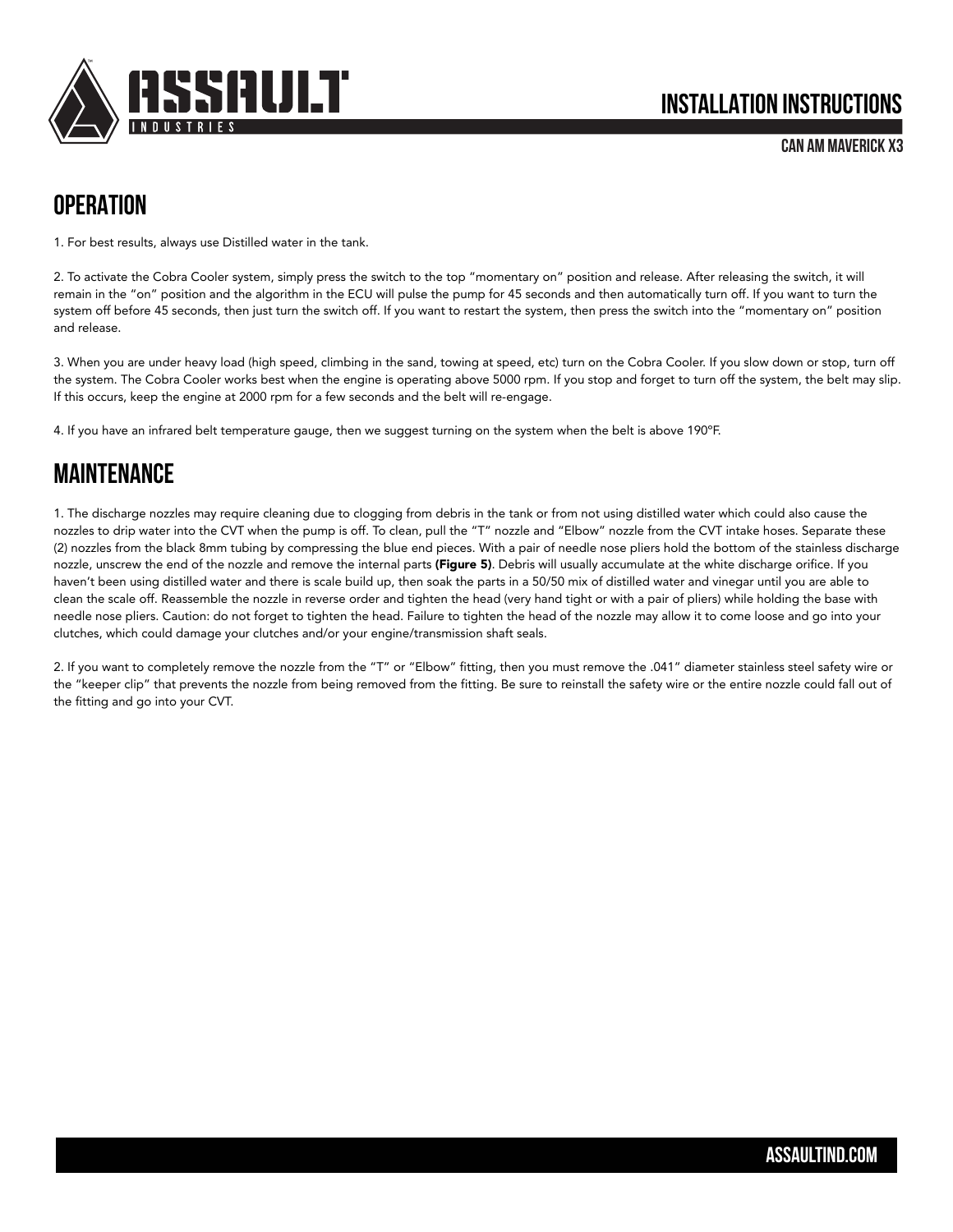## OPERATION

1. For best results, always use Distilled water in the tank.

2. To activate the Cobra Cooler system, simply press the switch to the top "momentary on" position and release. After releasing the switch, it will remain in the "on" position and the algorithm in the ECU will pulse the pump for 45 seconds and then automatically turn off. If you want to turn the system off before 45 seconds, then just turn the switch off. If you want to restart the system, then press the switch into the "momentary on" position and release.

3. When you are under heavy load (high speed, climbing in the sand, towing at speed, etc) turn on the Cobra Cooler. If you slow down or stop, turn off the system. The Cobra Cooler works best when the engine is operating above 5000 rpm. If you stop and forget to turn off the system, the belt may slip. If this occurs, keep the engine at 2000 rpm for a few seconds and the belt will re-engage.

4. If you have an infrared belt temperature gauge, then we suggest turning on the system when the belt is above 190ºF.

## MAINTENANCE

1. The discharge nozzles may require cleaning due to clogging from debris in the tank or from not using distilled water which could also cause the nozzles to drip water into the CVT when the pump is off. To clean, pull the "T" nozzle and "Elbow" nozzle from the CVT intake hoses. Separate these (2) nozzles from the black 8mm tubing by compressing the blue end pieces. With a pair of needle nose pliers hold the bottom of the stainless discharge nozzle, unscrew the end of the nozzle and remove the internal parts **(Figure 5)**. Debris will usually accumulate at the white discharge orifice. If you haven't been using distilled water and there is scale build up, then soak the parts in a 50/50 mix of distilled water and vinegar until you are able to clean the scale off. Reassemble the nozzle in reverse order and tighten the head (very hand tight or with a pair of pliers) while holding the base with needle nose pliers. Caution: do not forget to tighten the head. Failure to tighten the head of the nozzle may allow it to come loose and go into your clutches, which could damage your clutches and/or your engine/transmission shaft seals.

2. If you want to completely remove the nozzle from the "T" or "Elbow" fitting, then you must remove the .041" diameter stainless steel safety wire or the "keeper clip" that prevents the nozzle from being removed from the fitting. Be sure to reinstall the safety wire or the entire nozzle could fall out of the fitting and go into your CVT.